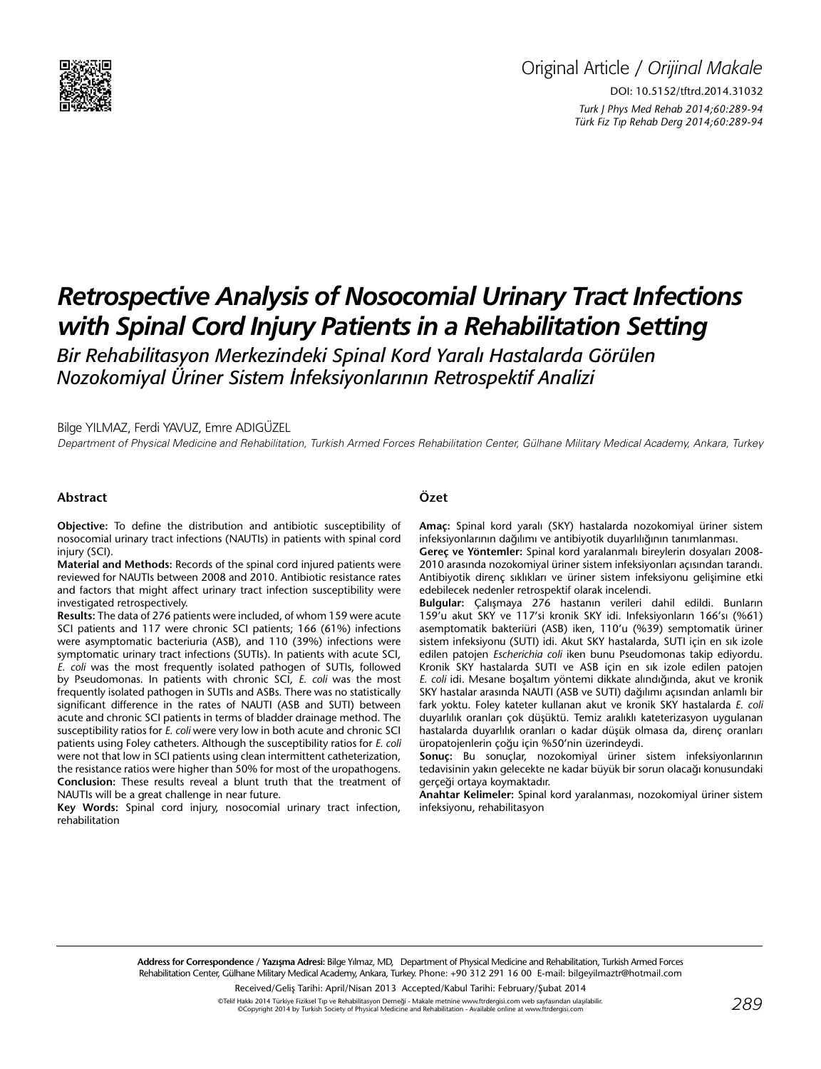Original Article / *Orijinal Makale*

DOI: 10.5152/tftrd.2014.31032

# *Retrospective Analysis of Nosocomial Urinary Tract Infections with Spinal Cord Injury Patients in a Rehabilitation Setting*

## *Bir Rehabilitasyon Merkezindeki Spinal Kord Yaralı Hastalarda Görülen Nozokomiyal Üriner Sistem İnfeksiyonlarının Retrospektif Analizi*

Bilge YILMAZ, Ferdi YAVUZ, Emre ADIGÜZEL

*Department of Physical Medicine and Rehabilitation, Turkish Armed Forces Rehabilitation Center, Gülhane Military Medical Academy, Ankara, Turkey*

### Abstract

**Objective:** To define the distribution and antibiotic susceptibility of nosocomial urinary tract infections (NAUTIs) in patients with spinal cord injury (SCI).

**Material and Methods:** Records of the spinal cord injured patients were reviewed for NAUTIs between 2008 and 2010. Antibiotic resistance rates and factors that might affect urinary tract infection susceptibility were investigated retrospectively.

**Results:** The data of 276 patients were included, of whom 159 were acute SCI patients and 117 were chronic SCI patients; 166 (61%) infections were asymptomatic bacteriuria (ASB), and 110 (39%) infections were symptomatic urinary tract infections (SUTIs). In patients with acute SCI, *E. coli* was the most frequently isolated pathogen of SUTIs, followed by Pseudomonas. In patients with chronic SCI, *E. coli* was the most frequently isolated pathogen in SUTIs and ASBs. There was no statistically significant difference in the rates of NAUTI (ASB and SUTI) between acute and chronic SCI patients in terms of bladder drainage method. The susceptibility ratios for *E. coli* were very low in both acute and chronic SCI patients using Foley catheters. Although the susceptibility ratios for *E. coli* were not that low in SCI patients using clean intermittent catheterization, the resistance ratios were higher than 50% for most of the uropathogens.

**Conclusion:** These results reveal a blunt truth that the treatment of NAUTIs will be a great challenge in near future.

**Key Words:** Spinal cord injury, nosocomial urinary tract infection, rehabilitation

### Özet

**Amaç:** Spinal kord yaralı (SKY) hastalarda nozokomiyal üriner sistem infeksiyonlarının dağılımı ve antibiyotik duyarlılığının tanımlanması.

**Gereç ve Yöntemler:** Spinal kord yaralanmalı bireylerin dosyaları 2008-2010 arasında nozokomiyal üriner sistem infeksiyonları açısından tarandı. Antibiyotik direnç sıklıkları ve üriner sistem infeksiyonu gelişimine etki edebilecek nedenler retrospektif olarak incelendi.

**Bulgular:** Çalışmaya 276 hastanın verileri dahil edildi. Bunların 159'u akut SKY ve 117'si kronik SKY idi. Infeksiyonların 166'sı (%61) asemptomatik bakteriüri (ASB) iken, 110'u (%39) semptomatik üriner sistem infeksiyonu (SUTI) idi. Akut SKY hastalarda, SUTI için en sık izole edilen patojen *Escherichia coli* iken bunu Pseudomonas takip ediyordu. Kronik SKY hastalarda SUTI ve ASB için en sık izole edilen patojen *E. coli* idi. Mesane boşaltım yöntemi dikkate alındığında, akut ve kronik SKY hastalar arasında NAUTI (ASB ve SUTI) dağılımı açısından anlamlı bir fark yoktu. Foley kateter kullanan akut ve kronik SKY hastalarda *E. coli* duyarlılık oranları çok düşüktü. Temiz aralıklı kateterizasyon uygulanan hastalarda duyarlılık oranları o kadar düşük olmasa da, direnç oranları üropatojenlerin çoğu için %50'nin üzerindeydi.

**Sonuç:** Bu sonuçlar, nozokomiyal üriner sistem infeksiyonlarının tedavisinin yakın gelecekte ne kadar büyük bir sorun olacağı konusundaki gerçeği ortaya koymaktadır.

**Anahtar Kelimeler:** Spinal kord yaralanması, nozokomiyal üriner sistem infeksiyonu, rehabilitasyon

**Address for Correspondence / Yazışma Adresi:** Bilge Yılmaz, MD, Department of Physical Medicine and Rehabilitation, Turkish Armed Forces Rehabilitation Center, Gülhane Military Medical Academy, Ankara, Turkey. Phone: +90 312 291 16 00 E-mail: bilgeyilmaztr@hotmail.com

Received/Geliş Tarihi: April/Nisan 2013 Accepted/Kabul Tarihi: February/Şubat 2014

©Telif Hakkı 2014 Türkiye Fiziksel Tıp ve Rehabilitasyon Derneği - Makale metnine www.ftrdergisi.com web sayfasından ulaşılabilir.
©Copyright 2014 by Turkish Society of Physical Medicine and Rehabilitation - Available online at www.ftrdergisi.com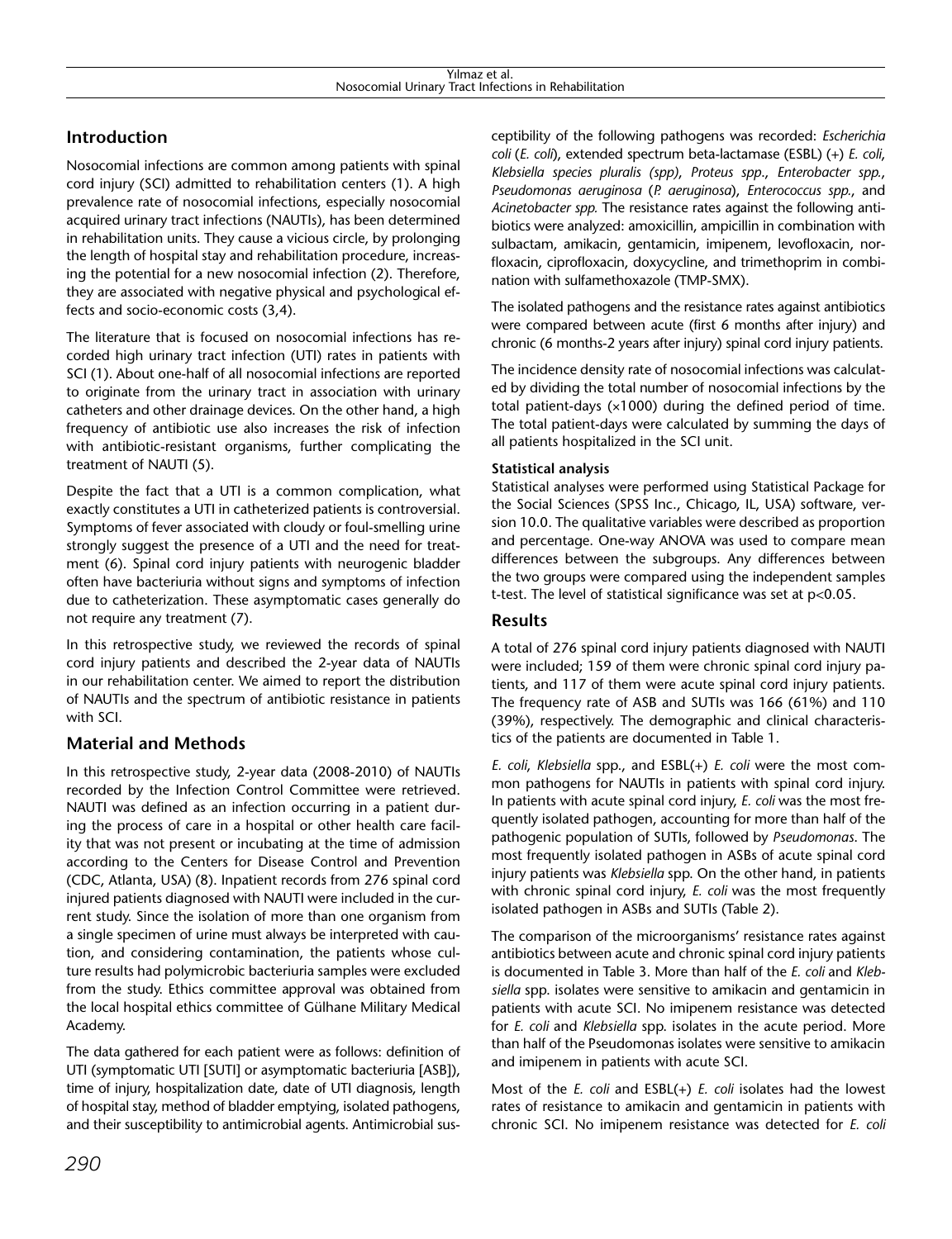## Introduction

Nosocomial infections are common among patients with spinal cord injury (SCI) admitted to rehabilitation centers (1). A high prevalence rate of nosocomial infections, especially nosocomial acquired urinary tract infections (NAUTIs), has been determined in rehabilitation units. They cause a vicious circle, by prolonging the length of hospital stay and rehabilitation procedure, increasing the potential for a new nosocomial infection (2). Therefore, they are associated with negative physical and psychological effects and socio-economic costs (3,4).

The literature that is focused on nosocomial infections has recorded high urinary tract infection (UTI) rates in patients with SCI (1). About one-half of all nosocomial infections are reported to originate from the urinary tract in association with urinary catheters and other drainage devices. On the other hand, a high frequency of antibiotic use also increases the risk of infection with antibiotic-resistant organisms, further complicating the treatment of NAUTI (5).

Despite the fact that a UTI is a common complication, what exactly constitutes a UTI in catheterized patients is controversial. Symptoms of fever associated with cloudy or foul-smelling urine strongly suggest the presence of a UTI and the need for treatment (6). Spinal cord injury patients with neurogenic bladder often have bacteriuria without signs and symptoms of infection due to catheterization. These asymptomatic cases generally do not require any treatment (7).

In this retrospective study, we reviewed the records of spinal cord injury patients and described the 2-year data of NAUTIs in our rehabilitation center. We aimed to report the distribution of NAUTIs and the spectrum of antibiotic resistance in patients with SCI.

## Material and Methods

In this retrospective study, 2-year data (2008-2010) of NAUTIs recorded by the Infection Control Committee were retrieved. NAUTI was defined as an infection occurring in a patient during the process of care in a hospital or other health care facility that was not present or incubating at the time of admission according to the Centers for Disease Control and Prevention (CDC, Atlanta, USA) (8). Inpatient records from 276 spinal cord injured patients diagnosed with NAUTI were included in the current study. Since the isolation of more than one organism from a single specimen of urine must always be interpreted with caution, and considering contamination, the patients whose culture results had polymicrobic bacteriuria samples were excluded from the study. Ethics committee approval was obtained from the local hospital ethics committee of Gülhane Military Medical Academy.

The data gathered for each patient were as follows: definition of UTI (symptomatic UTI [SUTI] or asymptomatic bacteriuria [ASB]), time of injury, hospitalization date, date of UTI diagnosis, length of hospital stay, method of bladder emptying, isolated pathogens, and their susceptibility to antimicrobial agents. Antimicrobial susceptibility of the following pathogens was recorded: *Escherichia coli* (*E. coli*), extended spectrum beta-lactamase (ESBL) (+) *E. coli*, *Klebsiella species pluralis (spp)*, *Proteus spp*., *Enterobacter spp.*, *Pseudomonas aeruginosa* (*P. aeruginosa*), *Enterococcus spp.*, and *Acinetobacter spp.* The resistance rates against the following antibiotics were analyzed: amoxicillin, ampicillin in combination with sulbactam, amikacin, gentamicin, imipenem, levofloxacin, norfloxacin, ciprofloxacin, doxycycline, and trimethoprim in combination with sulfamethoxazole (TMP-SMX).

The isolated pathogens and the resistance rates against antibiotics were compared between acute (first 6 months after injury) and chronic (6 months-2 years after injury) spinal cord injury patients.

The incidence density rate of nosocomial infections was calculated by dividing the total number of nosocomial infections by the total patient-days (×1000) during the defined period of time. The total patient-days were calculated by summing the days of all patients hospitalized in the SCI unit.

### Statistical analysis

Statistical analyses were performed using Statistical Package for the Social Sciences (SPSS Inc., Chicago, IL, USA) software, version 10.0. The qualitative variables were described as proportion and percentage. One-way ANOVA was used to compare mean differences between the subgroups. Any differences between the two groups were compared using the independent samples t-test. The level of statistical significance was set at $p<0.05$.

## Results

A total of 276 spinal cord injury patients diagnosed with NAUTI were included; 159 of them were chronic spinal cord injury patients, and 117 of them were acute spinal cord injury patients. The frequency rate of ASB and SUTIs was 166 (61%) and 110 (39%), respectively. The demographic and clinical characteristics of the patients are documented in Table 1.

*E. coli*, *Klebsiella* spp., and ESBL(+) *E. coli* were the most common pathogens for NAUTIs in patients with spinal cord injury. In patients with acute spinal cord injury, *E. coli* was the most frequently isolated pathogen, accounting for more than half of the pathogenic population of SUTIs, followed by *Pseudomonas*. The most frequently isolated pathogen in ASBs of acute spinal cord injury patients was *Klebsiella* spp. On the other hand, in patients with chronic spinal cord injury, *E. coli* was the most frequently isolated pathogen in ASBs and SUTIs (Table 2).

The comparison of the microorganisms' resistance rates against antibiotics between acute and chronic spinal cord injury patients is documented in Table 3. More than half of the *E. coli* and *Klebsiella* spp. isolates were sensitive to amikacin and gentamicin in patients with acute SCI. No imipenem resistance was detected for *E. coli* and *Klebsiella* spp. isolates in the acute period. More than half of the Pseudomonas isolates were sensitive to amikacin and imipenem in patients with acute SCI.

Most of the *E. coli* and ESBL(+) *E. coli* isolates had the lowest rates of resistance to amikacin and gentamicin in patients with chronic SCI. No imipenem resistance was detected for *E. coli*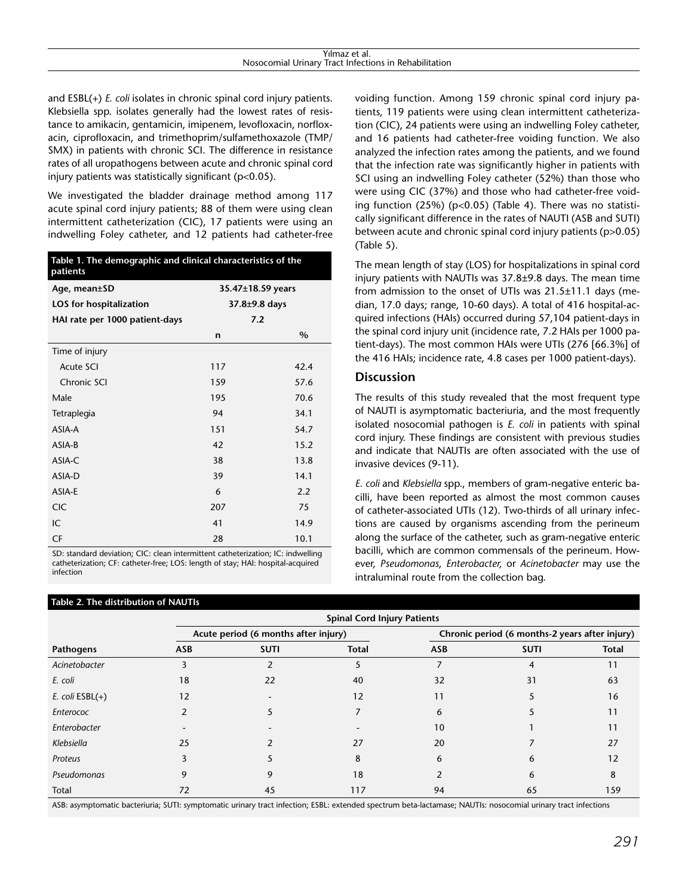and ESBL(+) *E. coli* isolates in chronic spinal cord injury patients. Klebsiella spp. isolates generally had the lowest rates of resistance to amikacin, gentamicin, imipenem, levofloxacin, norfloxacin, ciprofloxacin, and trimethoprim/sulfamethoxazole (TMP/SMX) in patients with chronic SCI. The difference in resistance rates of all uropathogens between acute and chronic spinal cord injury patients was statistically significant ($p<0.05$).

We investigated the bladder drainage method among 117 acute spinal cord injury patients; 88 of them were using clean intermittent catheterization (CIC), 17 patients were using an indwelling Foley catheter, and 12 patients had catheter-free voiding function. Among 159 chronic spinal cord injury patients, 119 patients were using clean intermittent catheterization (CIC), 24 patients were using an indwelling Foley catheter, and 16 patients had catheter-free voiding function. We also analyzed the infection rates among the patients, and we found that the infection rate was significantly higher in patients with SCI using an indwelling Foley catheter (52%) than those who were using CIC (37%) and those who had catheter-free voiding function (25%) ($p<0.05$) (Table 4). There was no statistically significant difference in the rates of NAUTI (ASB and SUTI) between acute and chronic spinal cord injury patients ($p>0.05$) (Table 5).

**Table 1. The demographic and clinical characteristics of the patients**

| | | |
|---|---|---|
| **Age, mean±SD** | **35.47±18.59 years** | |
| **LOS for hospitalization** | **37.8±9.8 days** | |
| **HAI rate per 1000 patient-days** | **7.2** | |
| | **n** | **%** |
| Time of injury | | |
| Acute SCI | 117 | 42.4 |
| Chronic SCI | 159 | 57.6 |
| Male | 195 | 70.6 |
| Tetraplegia | 94 | 34.1 |
| ASIA-A | 151 | 54.7 |
| ASIA-B | 42 | 15.2 |
| ASIA-C | 38 | 13.8 |
| ASIA-D | 39 | 14.1 |
| ASIA-E | 6 | 2.2 |
| CIC | 207 | 75 |
| IC | 41 | 14.9 |
| CF | 28 | 10.1 |

SD: standard deviation; CIC: clean intermittent catheterization; IC: indwelling catheterization; CF: catheter-free; LOS: length of stay; HAI: hospital-acquired infection

The mean length of stay (LOS) for hospitalizations in spinal cord injury patients with NAUTIs was 37.8±9.8 days. The mean time from admission to the onset of UTIs was 21.5±11.1 days (median, 17.0 days; range, 10-60 days). A total of 416 hospital-acquired infections (HAIs) occurred during 57,104 patient-days in the spinal cord injury unit (incidence rate, 7.2 HAIs per 1000 patient-days). The most common HAIs were UTIs (276 [66.3%] of the 416 HAIs; incidence rate, 4.8 cases per 1000 patient-days).

## Discussion

The results of this study revealed that the most frequent type of NAUTI is asymptomatic bacteriuria, and the most frequently isolated nosocomial pathogen is *E. coli* in patients with spinal cord injury. These findings are consistent with previous studies and indicate that NAUTIs are often associated with the use of invasive devices (9-11).

*E. coli* and *Klebsiella* spp., members of gram-negative enteric bacilli, have been reported as almost the most common causes of catheter-associated UTIs (12). Two-thirds of all urinary infections are caused by organisms ascending from the perineum along the surface of the catheter, such as gram-negative enteric bacilli, which are common commensals of the perineum. However, *Pseudomonas*, *Enterobacter,* or *Acinetobacter* may use the intraluminal route from the collection bag.

**Table 2. The distribution of NAUTIs**

| | Spinal Cord Injury Patients | | | | | |
|---|---|---|---|---|---|---|
| | Acute period (6 months after injury) | | | Chronic period (6 months-2 years after injury) | | |
| **Pathogens** | **ASB** | **SUTI** | **Total** | **ASB** | **SUTI** | **Total** |
| *Acinetobacter* | 3 | 2 | 5 | 7 | 4 | 11 |
| *E. coli* | 18 | 22 | 40 | 32 | 31 | 63 |
| *E. coli* ESBL(+) | 12 | - | 12 | 11 | 5 | 16 |
| *Enterococ* | 2 | 5 | 7 | 6 | 5 | 11 |
| *Enterobacter* | - | - | - | 10 | 1 | 11 |
| *Klebsiella* | 25 | 2 | 27 | 20 | 7 | 27 |
| *Proteus* | 3 | 5 | 8 | 6 | 6 | 12 |
| *Pseudomonas* | 9 | 9 | 18 | 2 | 6 | 8 |
| Total | 72 | 45 | 117 | 94 | 65 | 159 |

ASB: asymptomatic bacteriuria; SUTI: symptomatic urinary tract infection; ESBL: extended spectrum beta-lactamase; NAUTIs: nosocomial urinary tract infections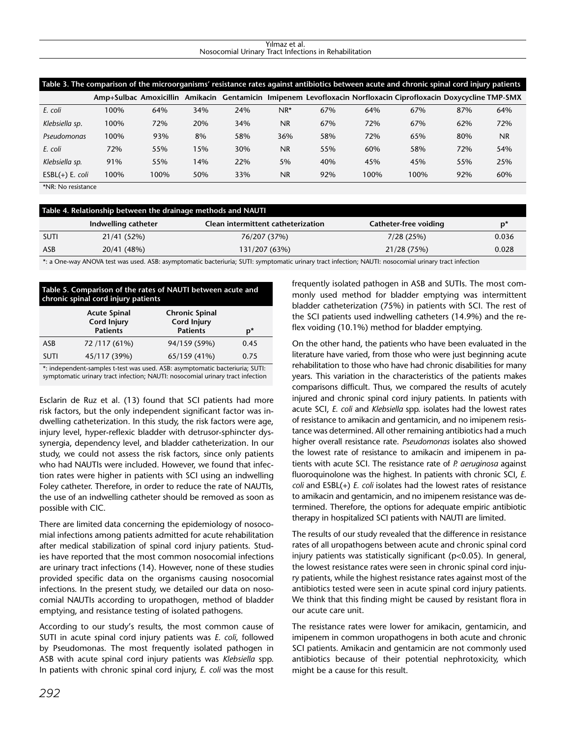**Table 3. The comparison of the microorganisms' resistance rates against antibiotics between acute and chronic spinal cord injury patients**

| | Amp+Sulbac | Amoxicillin | Amikacin | Gentamicin | Imipenem | Levofloxacin | Norfloxacin | Ciprofloxacin | Doxycycline | TMP-SMX |
|---|---|---|---|---|---|---|---|---|---|---|
| *E. coli* | 100% | 64% | 34% | 24% | NR* | 67% | 64% | 67% | 87% | 64% |
| *Klebsiella sp.* | 100% | 72% | 20% | 34% | NR | 67% | 72% | 67% | 62% | 72% |
| *Pseudomonas* | 100% | 93% | 8% | 58% | 36% | 58% | 72% | 65% | 80% | NR |
| *E. coli* | 72% | 55% | 15% | 30% | NR | 55% | 60% | 58% | 72% | 54% |
| *Klebsiella sp.* | 91% | 55% | 14% | 22% | 5% | 40% | 45% | 45% | 55% | 25% |
| ESBL(+) *E. coli* | 100% | 100% | 50% | 33% | NR | 92% | 100% | 100% | 92% | 60% |

*NR: No resistance

**Table 4. Relationship between the drainage methods and NAUTI**

| | Indwelling catheter | Clean intermittent catheterization | Catheter-free voiding | p* |
|---|---|---|---|---|
| SUTI | 21/41 (52%) | 76/207 (37%) | 7/28 (25%) | 0.036 |
| ASB | 20/41 (48%) | 131/207 (63%) | 21/28 (75%) | 0.028 |

*: a One-way ANOVA test was used. ASB: asymptomatic bacteriuria; SUTI: symptomatic urinary tract infection; NAUTI: nosocomial urinary tract infection

**Table 5. Comparison of the rates of NAUTI between acute and chronic spinal cord injury patients**

| | Acute Spinal Cord Injury Patients | Chronic Spinal Cord Injury Patients | p* |
|---|---|---|---|
| ASB | 72 /117 (61%) | 94/159 (59%) | 0.45 |
| SUTI | 45/117 (39%) | 65/159 (41%) | 0.75 |

*: independent-samples t-test was used. ASB: asymptomatic bacteriuria; SUTI: symptomatic urinary tract infection; NAUTI: nosocomial urinary tract infection

Esclarin de Ruz et al. (13) found that SCI patients had more risk factors, but the only independent significant factor was indwelling catheterization. In this study, the risk factors were age, injury level, hyper-reflexic bladder with detrusor-sphincter dyssynergia, dependency level, and bladder catheterization. In our study, we could not assess the risk factors, since only patients who had NAUTIs were included. However, we found that infection rates were higher in patients with SCI using an indwelling Foley catheter. Therefore, in order to reduce the rate of NAUTIs, the use of an indwelling catheter should be removed as soon as possible with CIC.

There are limited data concerning the epidemiology of nosocomial infections among patients admitted for acute rehabilitation after medical stabilization of spinal cord injury patients. Studies have reported that the most common nosocomial infections are urinary tract infections (14). However, none of these studies provided specific data on the organisms causing nosocomial infections. In the present study, we detailed our data on nosocomial NAUTIs according to uropathogen, method of bladder emptying, and resistance testing of isolated pathogens.

According to our study's results, the most common cause of SUTI in acute spinal cord injury patients was *E. coli*, followed by Pseudomonas. The most frequently isolated pathogen in ASB with acute spinal cord injury patients was *Klebsiella* spp. In patients with chronic spinal cord injury, *E. coli* was the most frequently isolated pathogen in ASB and SUTIs. The most commonly used method for bladder emptying was intermittent bladder catheterization (75%) in patients with SCI. The rest of the SCI patients used indwelling catheters (14.9%) and the reflex voiding (10.1%) method for bladder emptying.

On the other hand, the patients who have been evaluated in the literature have varied, from those who were just beginning acute rehabilitation to those who have had chronic disabilities for many years. This variation in the characteristics of the patients makes comparisons difficult. Thus, we compared the results of acutely injured and chronic spinal cord injury patients. In patients with acute SCI, *E. coli* and *Klebsiella* spp. isolates had the lowest rates of resistance to amikacin and gentamicin, and no imipenem resistance was determined. All other remaining antibiotics had a much higher overall resistance rate. *Pseudomonas* isolates also showed the lowest rate of resistance to amikacin and imipenem in patients with acute SCI. The resistance rate of *P. aeruginosa* against fluoroquinolone was the highest. In patients with chronic SCI, *E. coli* and ESBL(+) *E. coli* isolates had the lowest rates of resistance to amikacin and gentamicin, and no imipenem resistance was determined. Therefore, the options for adequate empiric antibiotic therapy in hospitalized SCI patients with NAUTI are limited.

The results of our study revealed that the difference in resistance rates of all uropathogens between acute and chronic spinal cord injury patients was statistically significant ($p<0.05$). In general, the lowest resistance rates were seen in chronic spinal cord injury patients, while the highest resistance rates against most of the antibiotics tested were seen in acute spinal cord injury patients. We think that this finding might be caused by resistant flora in our acute care unit.

The resistance rates were lower for amikacin, gentamicin, and imipenem in common uropathogens in both acute and chronic SCI patients. Amikacin and gentamicin are not commonly used antibiotics because of their potential nephrotoxicity, which might be a cause for this result.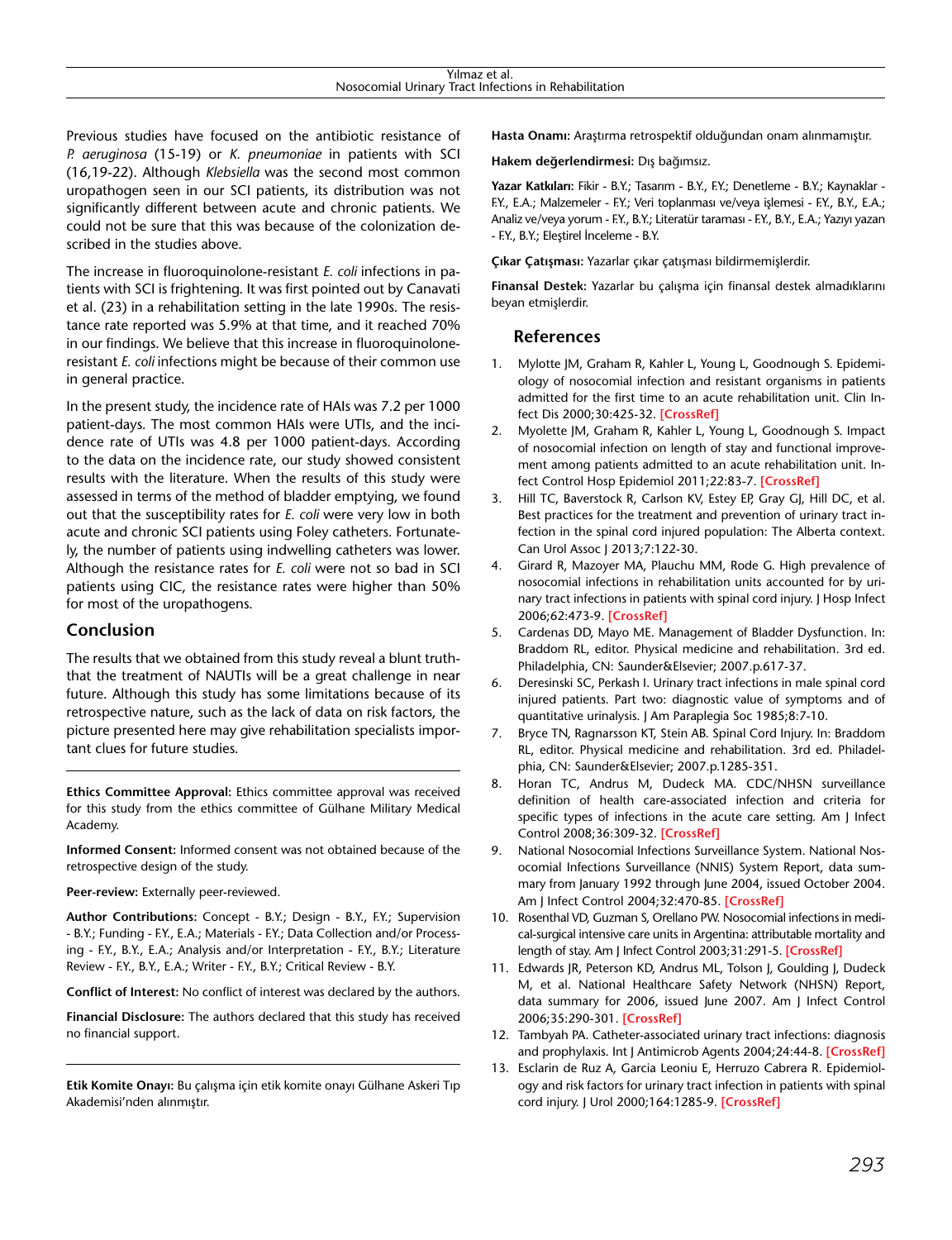Previous studies have focused on the antibiotic resistance of *P. aeruginosa* (15-19) or *K. pneumoniae* in patients with SCI (16,19-22). Although *Klebsiella* was the second most common uropathogen seen in our SCI patients, its distribution was not significantly different between acute and chronic patients. We could not be sure that this was because of the colonization described in the studies above.

The increase in fluoroquinolone-resistant *E. coli* infections in patients with SCI is frightening. It was first pointed out by Canavati et al. (23) in a rehabilitation setting in the late 1990s. The resistance rate reported was 5.9% at that time, and it reached 70% in our findings. We believe that this increase in fluoroquinolone-resistant *E. coli* infections might be because of their common use in general practice.

In the present study, the incidence rate of HAIs was 7.2 per 1000 patient-days. The most common HAIs were UTIs, and the incidence rate of UTIs was 4.8 per 1000 patient-days. According to the data on the incidence rate, our study showed consistent results with the literature. When the results of this study were assessed in terms of the method of bladder emptying, we found out that the susceptibility rates for *E. coli* were very low in both acute and chronic SCI patients using Foley catheters. Fortunately, the number of patients using indwelling catheters was lower. Although the resistance rates for *E. coli* were not so bad in SCI patients using CIC, the resistance rates were higher than 50% for most of the uropathogens.

## Conclusion

The results that we obtained from this study reveal a blunt truth-that the treatment of NAUTIs will be a great challenge in near future. Although this study has some limitations because of its retrospective nature, such as the lack of data on risk factors, the picture presented here may give rehabilitation specialists important clues for future studies.

**Ethics Committee Approval:** Ethics committee approval was received for this study from the ethics committee of Gülhane Military Medical Academy.

**Informed Consent:** Informed consent was not obtained because of the retrospective design of the study.

**Peer-review:** Externally peer-reviewed.

**Author Contributions:** Concept - B.Y.; Design - B.Y., F.Y.; Supervision - B.Y.; Funding - F.Y., E.A.; Materials - F.Y.; Data Collection and/or Processing - F.Y., B.Y., E.A.; Analysis and/or Interpretation - F.Y., B.Y.; Literature Review - F.Y., B.Y., E.A.; Writer - F.Y., B.Y.; Critical Review - B.Y.

**Conflict of Interest:** No conflict of interest was declared by the authors.

**Financial Disclosure:** The authors declared that this study has received no financial support.

**Etik Komite Onayı:** Bu çalışma için etik komite onayı Gülhane Askeri Tıp Akademisi'nden alınmıştır.

**Hasta Onamı:** Araştırma retrospektif olduğundan onam alınmamıştır.

**Hakem değerlendirmesi:** Dış bağımsız.

**Yazar Katkıları:** Fikir - B.Y.; Tasarım - B.Y., F.Y.; Denetleme - B.Y.; Kaynaklar - F.Y., E.A.; Malzemeler - F.Y.; Veri toplanması ve/veya işlemesi - F.Y., B.Y., E.A.; Analiz ve/veya yorum - F.Y., B.Y.; Literatür taraması - F.Y., B.Y., E.A.; Yazıyı yazan - F.Y., B.Y.; Eleştirel İnceleme - B.Y.

**Çıkar Çatışması:** Yazarlar çıkar çatışması bildirmemişlerdir.

**Finansal Destek:** Yazarlar bu çalışma için finansal destek almadıklarını beyan etmişlerdir.

## References

1. Mylotte JM, Graham R, Kahler L, Young L, Goodnough S. Epidemiology of nosocomial infection and resistant organisms in patients admitted for the first time to an acute rehabilitation unit. Clin Infect Dis 2000;30:425-32. [CrossRef]
2. Myolette JM, Graham R, Kahler L, Young L, Goodnough S. Impact of nosocomial infection on length of stay and functional improvement among patients admitted to an acute rehabilitation unit. Infect Control Hosp Epidemiol 2011;22:83-7. [CrossRef]
3. Hill TC, Baverstock R, Carlson KV, Estey EP, Gray GJ, Hill DC, et al. Best practices for the treatment and prevention of urinary tract infection in the spinal cord injured population: The Alberta context. Can Urol Assoc J 2013;7:122-30.
4. Girard R, Mazoyer MA, Plauchu MM, Rode G. High prevalence of nosocomial infections in rehabilitation units accounted for by urinary tract infections in patients with spinal cord injury. J Hosp Infect 2006;62:473-9. [CrossRef]
5. Cardenas DD, Mayo ME. Management of Bladder Dysfunction. In: Braddom RL, editor. Physical medicine and rehabilitation. 3rd ed. Philadelphia, CN: Saunder&Elsevier; 2007.p.617-37.
6. Deresinski SC, Perkash I. Urinary tract infections in male spinal cord injured patients. Part two: diagnostic value of symptoms and of quantitative urinalysis. J Am Paraplegia Soc 1985;8:7-10.
7. Bryce TN, Ragnarsson KT, Stein AB. Spinal Cord Injury. In: Braddom RL, editor. Physical medicine and rehabilitation. 3rd ed. Philadelphia, CN: Saunder&Elsevier; 2007.p.1285-351.
8. Horan TC, Andrus M, Dudeck MA. CDC/NHSN surveillance definition of health care-associated infection and criteria for specific types of infections in the acute care setting. Am J Infect Control 2008;36:309-32. [CrossRef]
9. National Nosocomial Infections Surveillance System. National Nosocomial Infections Surveillance (NNIS) System Report, data summary from January 1992 through June 2004, issued October 2004. Am J Infect Control 2004;32:470-85. [CrossRef]
10. Rosenthal VD, Guzman S, Orellano PW. Nosocomial infections in medical-surgical intensive care units in Argentina: attributable mortality and length of stay. Am J Infect Control 2003;31:291-5. [CrossRef]
11. Edwards JR, Peterson KD, Andrus ML, Tolson J, Goulding J, Dudeck M, et al. National Healthcare Safety Network (NHSN) Report, data summary for 2006, issued June 2007. Am J Infect Control 2006;35:290-301. [CrossRef]
12. Tambyah PA. Catheter-associated urinary tract infections: diagnosis and prophylaxis. Int J Antimicrob Agents 2004;24:44-8. [CrossRef]
13. Esclarin de Ruz A, Garcia Leoniu E, Herruzo Cabrera R. Epidemiology and risk factors for urinary tract infection in patients with spinal cord injury. J Urol 2000;164:1285-9. [CrossRef]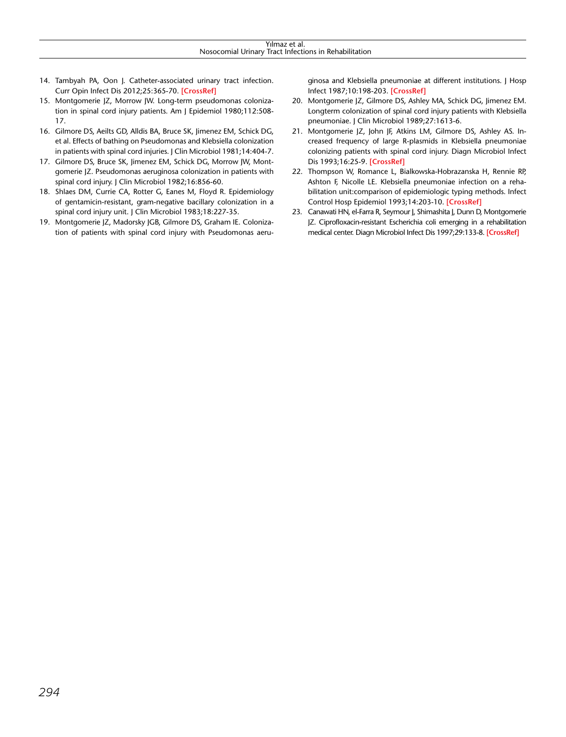14. Tambyah PA, Oon J. Catheter-associated urinary tract infection. Curr Opin Infect Dis 2012;25:365-70. [CrossRef]
15. Montgomerie JZ, Morrow JW. Long-term pseudomonas colonization in spinal cord injury patients. Am J Epidemiol 1980;112:508-17.
16. Gilmore DS, Aeilts GD, Alldis BA, Bruce SK, Jimenez EM, Schick DG, et al. Effects of bathing on Pseudomonas and Klebsiella colonization in patients with spinal cord injuries. J Clin Microbiol 1981;14:404-7.
17. Gilmore DS, Bruce SK, Jimenez EM, Schick DG, Morrow JW, Montgomerie JZ. Pseudomonas aeruginosa colonization in patients with spinal cord injury. J Clin Microbiol 1982;16:856-60.
18. Shlaes DM, Currie CA, Rotter G, Eanes M, Floyd R. Epidemiology of gentamicin-resistant, gram-negative bacillary colonization in a spinal cord injury unit. J Clin Microbiol 1983;18:227-35.
19. Montgomerie JZ, Madorsky JGB, Gilmore DS, Graham IE. Colonization of patients with spinal cord injury with Pseudomonas aeruginosa and Klebsiella pneumoniae at different institutions. J Hosp Infect 1987;10:198-203. [CrossRef]
20. Montgomerie JZ, Gilmore DS, Ashley MA, Schick DG, Jimenez EM. Longterm colonization of spinal cord injury patients with Klebsiella pneumoniae. J Clin Microbiol 1989;27:1613-6.
21. Montgomerie JZ, John JF, Atkins LM, Gilmore DS, Ashley AS. Increased frequency of large R-plasmids in Klebsiella pneumoniae colonizing patients with spinal cord injury. Diagn Microbiol Infect Dis 1993;16:25-9. [CrossRef]
22. Thompson W, Romance L, Bialkowska-Hobrazanska H, Rennie RP, Ashton F, Nicolle LE. Klebsiella pneumoniae infection on a rehabilitation unit:comparison of epidemiologic typing methods. Infect Control Hosp Epidemiol 1993;14:203-10. [CrossRef]
23. Canawati HN, el-Farra R, Seymour J, Shimashita J, Dunn D, Montgomerie JZ. Ciprofloxacin-resistant Escherichia coli emerging in a rehabilitation medical center. Diagn Microbiol Infect Dis 1997;29:133-8. [CrossRef]